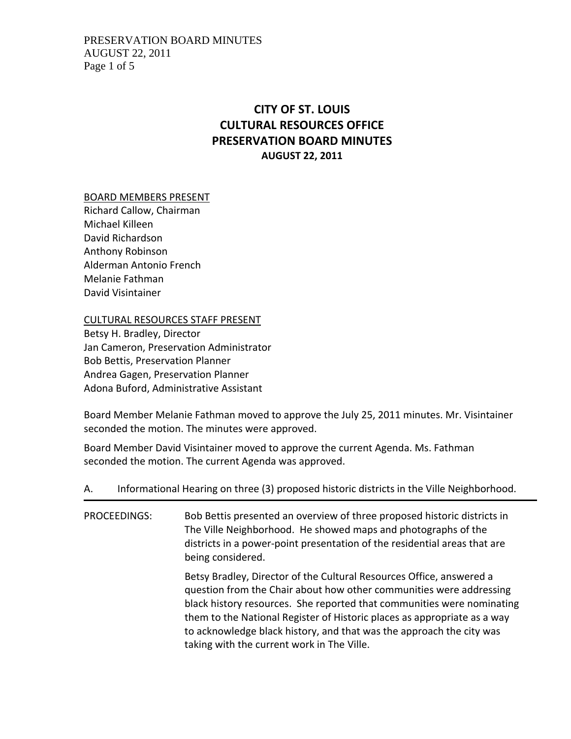# CITY OF ST. LOUIS
# CULTURAL RESOURCES OFFICE
# PRESERVATION BOARD MINUTES
### AUGUST 22, 2011

BOARD MEMBERS PRESENT

Richard Callow, Chairman
Michael Killeen
David Richardson
Anthony Robinson
Alderman Antonio French
Melanie Fathman
David Visintainer

CULTURAL RESOURCES STAFF PRESENT

Betsy H. Bradley, Director
Jan Cameron, Preservation Administrator
Bob Bettis, Preservation Planner
Andrea Gagen, Preservation Planner
Adona Buford, Administrative Assistant

Board Member Melanie Fathman moved to approve the July 25, 2011 minutes. Mr. Visintainer seconded the motion. The minutes were approved.

Board Member David Visintainer moved to approve the current Agenda. Ms. Fathman seconded the motion. The current Agenda was approved.

A. Informational Hearing on three (3) proposed historic districts in the Ville Neighborhood.

---

PROCEEDINGS: Bob Bettis presented an overview of three proposed historic districts in The Ville Neighborhood. He showed maps and photographs of the districts in a power-point presentation of the residential areas that are being considered.

Betsy Bradley, Director of the Cultural Resources Office, answered a question from the Chair about how other communities were addressing black history resources. She reported that communities were nominating them to the National Register of Historic places as appropriate as a way to acknowledge black history, and that was the approach the city was taking with the current work in The Ville.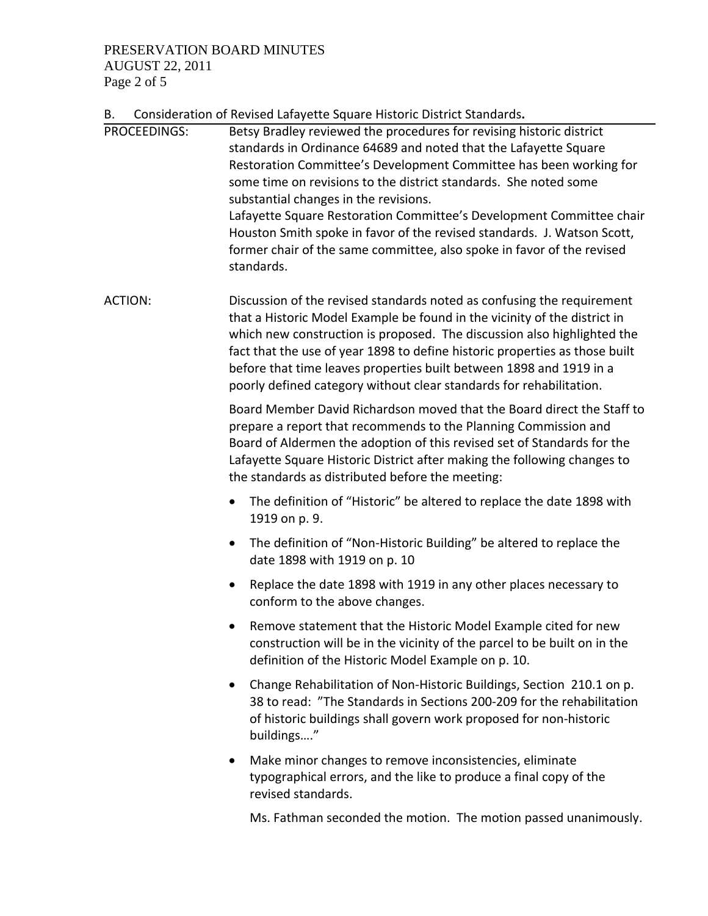## B. Consideration of Revised Lafayette Square Historic District Standards.

**PROCEEDINGS:** Betsy Bradley reviewed the procedures for revising historic district standards in Ordinance 64689 and noted that the Lafayette Square Restoration Committee's Development Committee has been working for some time on revisions to the district standards. She noted some substantial changes in the revisions.

Lafayette Square Restoration Committee's Development Committee chair Houston Smith spoke in favor of the revised standards. J. Watson Scott, former chair of the same committee, also spoke in favor of the revised standards.

**ACTION:** Discussion of the revised standards noted as confusing the requirement that a Historic Model Example be found in the vicinity of the district in which new construction is proposed. The discussion also highlighted the fact that the use of year 1898 to define historic properties as those built before that time leaves properties built between 1898 and 1919 in a poorly defined category without clear standards for rehabilitation.

Board Member David Richardson moved that the Board direct the Staff to prepare a report that recommends to the Planning Commission and Board of Aldermen the adoption of this revised set of Standards for the Lafayette Square Historic District after making the following changes to the standards as distributed before the meeting:

- The definition of "Historic" be altered to replace the date 1898 with 1919 on p. 9.
- The definition of "Non-Historic Building" be altered to replace the date 1898 with 1919 on p. 10
- Replace the date 1898 with 1919 in any other places necessary to conform to the above changes.
- Remove statement that the Historic Model Example cited for new construction will be in the vicinity of the parcel to be built on in the definition of the Historic Model Example on p. 10.
- Change Rehabilitation of Non-Historic Buildings, Section 210.1 on p. 38 to read: "The Standards in Sections 200-209 for the rehabilitation of historic buildings shall govern work proposed for non-historic buildings…."
- Make minor changes to remove inconsistencies, eliminate typographical errors, and the like to produce a final copy of the revised standards.

Ms. Fathman seconded the motion. The motion passed unanimously.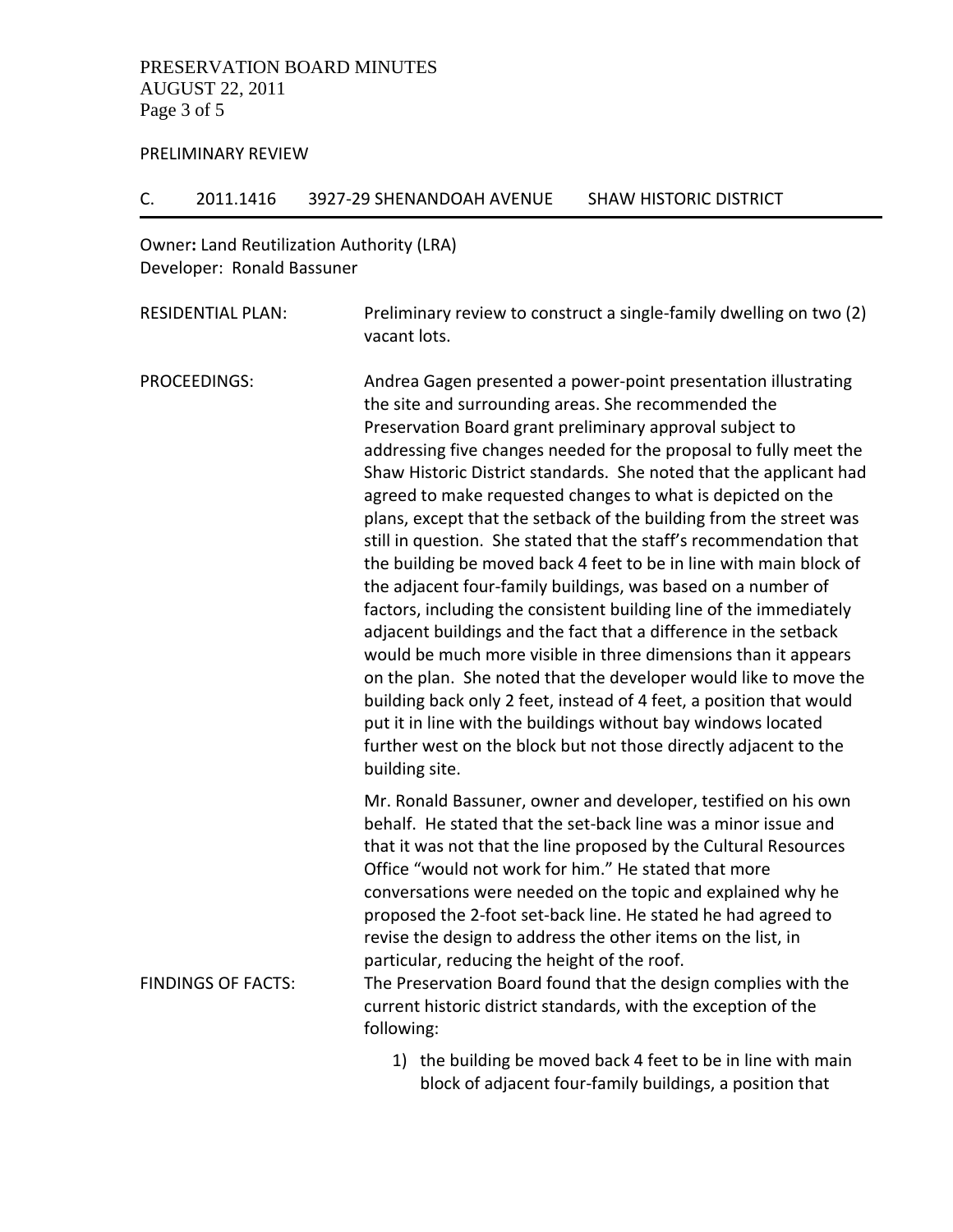PRELIMINARY REVIEW

## C. 2011.1416 3927-29 SHENANDOAH AVENUE SHAW HISTORIC DISTRICT

Owner**:** Land Reutilization Authority (LRA)
Developer: Ronald Bassuner

RESIDENTIAL PLAN: Preliminary review to construct a single-family dwelling on two (2) vacant lots.

PROCEEDINGS: Andrea Gagen presented a power-point presentation illustrating the site and surrounding areas. She recommended the Preservation Board grant preliminary approval subject to addressing five changes needed for the proposal to fully meet the Shaw Historic District standards. She noted that the applicant had agreed to make requested changes to what is depicted on the plans, except that the setback of the building from the street was still in question. She stated that the staff's recommendation that the building be moved back 4 feet to be in line with main block of the adjacent four-family buildings, was based on a number of factors, including the consistent building line of the immediately adjacent buildings and the fact that a difference in the setback would be much more visible in three dimensions than it appears on the plan. She noted that the developer would like to move the building back only 2 feet, instead of 4 feet, a position that would put it in line with the buildings without bay windows located further west on the block but not those directly adjacent to the building site.

Mr. Ronald Bassuner, owner and developer, testified on his own behalf. He stated that the set-back line was a minor issue and that it was not that the line proposed by the Cultural Resources Office "would not work for him." He stated that more conversations were needed on the topic and explained why he proposed the 2-foot set-back line. He stated he had agreed to revise the design to address the other items on the list, in particular, reducing the height of the roof.

FINDINGS OF FACTS: The Preservation Board found that the design complies with the current historic district standards, with the exception of the following:

1) the building be moved back 4 feet to be in line with main block of adjacent four-family buildings, a position that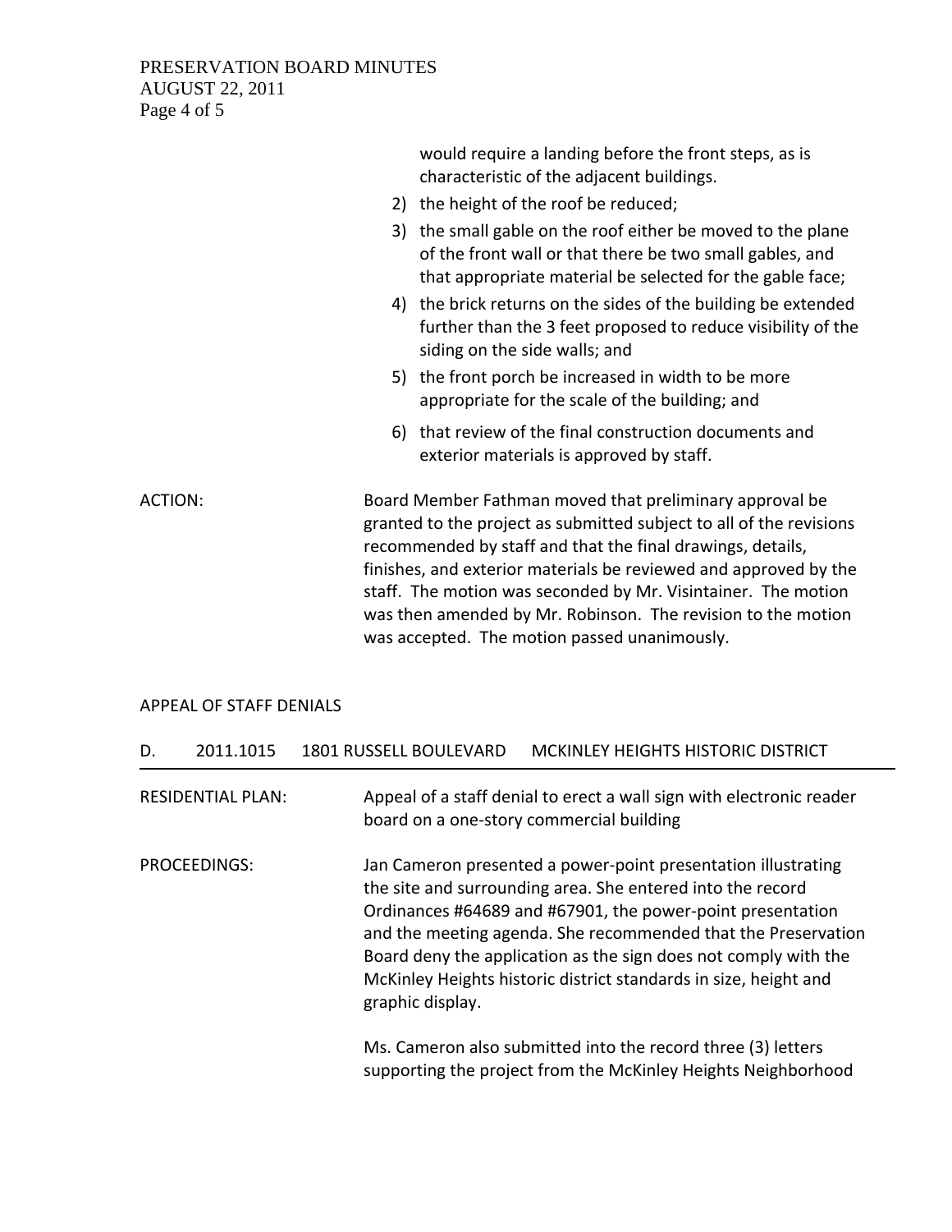would require a landing before the front steps, as is characteristic of the adjacent buildings.

2) the height of the roof be reduced;
3) the small gable on the roof either be moved to the plane of the front wall or that there be two small gables, and that appropriate material be selected for the gable face;
4) the brick returns on the sides of the building be extended further than the 3 feet proposed to reduce visibility of the siding on the side walls; and
5) the front porch be increased in width to be more appropriate for the scale of the building; and
6) that review of the final construction documents and exterior materials is approved by staff.

ACTION: Board Member Fathman moved that preliminary approval be granted to the project as submitted subject to all of the revisions recommended by staff and that the final drawings, details, finishes, and exterior materials be reviewed and approved by the staff. The motion was seconded by Mr. Visintainer. The motion was then amended by Mr. Robinson. The revision to the motion was accepted. The motion passed unanimously.

APPEAL OF STAFF DENIALS

D. 2011.1015 1801 RUSSELL BOULEVARD MCKINLEY HEIGHTS HISTORIC DISTRICT

RESIDENTIAL PLAN: Appeal of a staff denial to erect a wall sign with electronic reader board on a one-story commercial building

PROCEEDINGS: Jan Cameron presented a power-point presentation illustrating the site and surrounding area. She entered into the record Ordinances #64689 and #67901, the power-point presentation and the meeting agenda. She recommended that the Preservation Board deny the application as the sign does not comply with the McKinley Heights historic district standards in size, height and graphic display.

Ms. Cameron also submitted into the record three (3) letters supporting the project from the McKinley Heights Neighborhood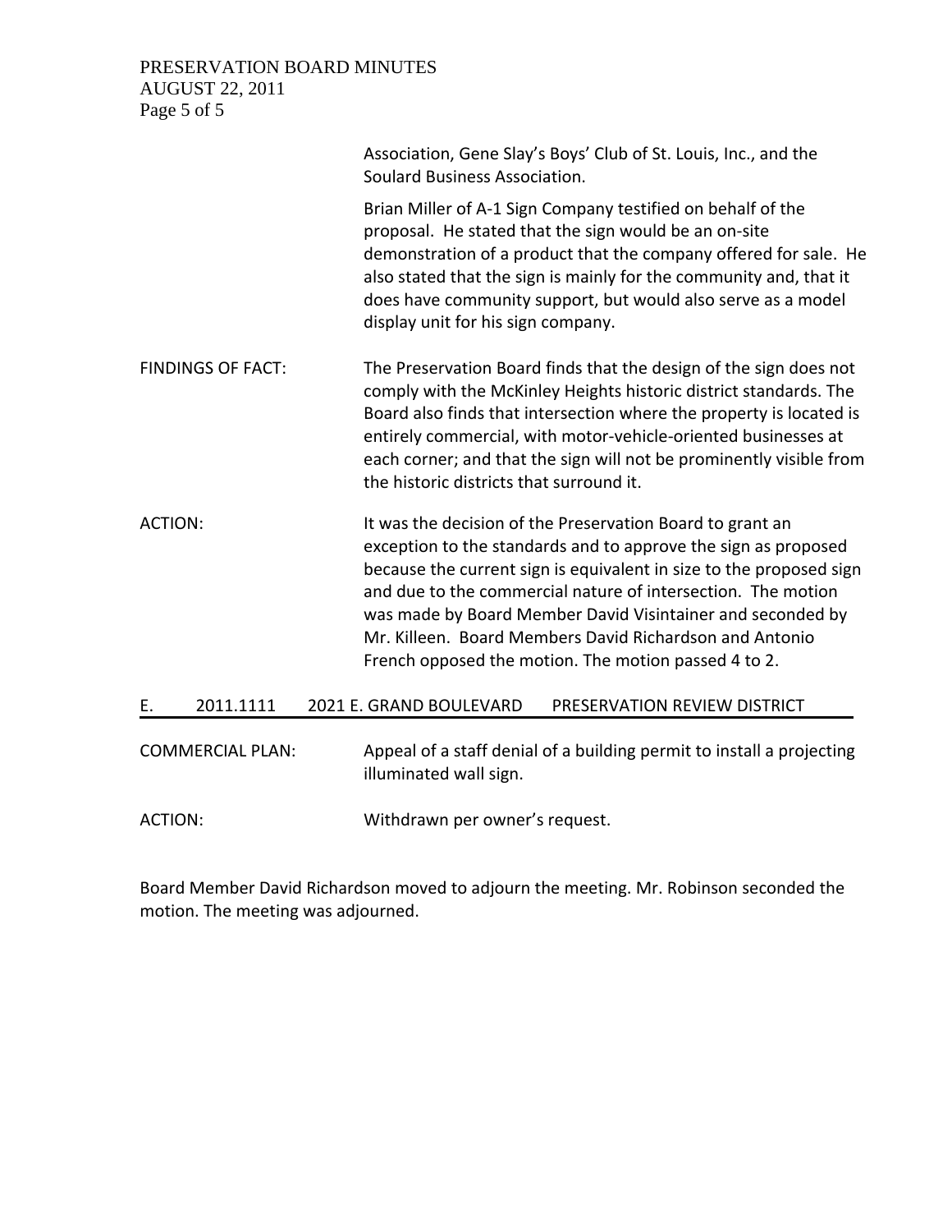Association, Gene Slay's Boys' Club of St. Louis, Inc., and the Soulard Business Association.

Brian Miller of A-1 Sign Company testified on behalf of the proposal. He stated that the sign would be an on-site demonstration of a product that the company offered for sale. He also stated that the sign is mainly for the community and, that it does have community support, but would also serve as a model display unit for his sign company.

FINDINGS OF FACT: The Preservation Board finds that the design of the sign does not comply with the McKinley Heights historic district standards. The Board also finds that intersection where the property is located is entirely commercial, with motor-vehicle-oriented businesses at each corner; and that the sign will not be prominently visible from the historic districts that surround it.

ACTION: It was the decision of the Preservation Board to grant an exception to the standards and to approve the sign as proposed because the current sign is equivalent in size to the proposed sign and due to the commercial nature of intersection. The motion was made by Board Member David Visintainer and seconded by Mr. Killeen. Board Members David Richardson and Antonio French opposed the motion. The motion passed 4 to 2.

## E. 2011.1111 2021 E. GRAND BOULEVARD PRESERVATION REVIEW DISTRICT

COMMERCIAL PLAN: Appeal of a staff denial of a building permit to install a projecting illuminated wall sign.

ACTION: Withdrawn per owner's request.

Board Member David Richardson moved to adjourn the meeting. Mr. Robinson seconded the motion. The meeting was adjourned.